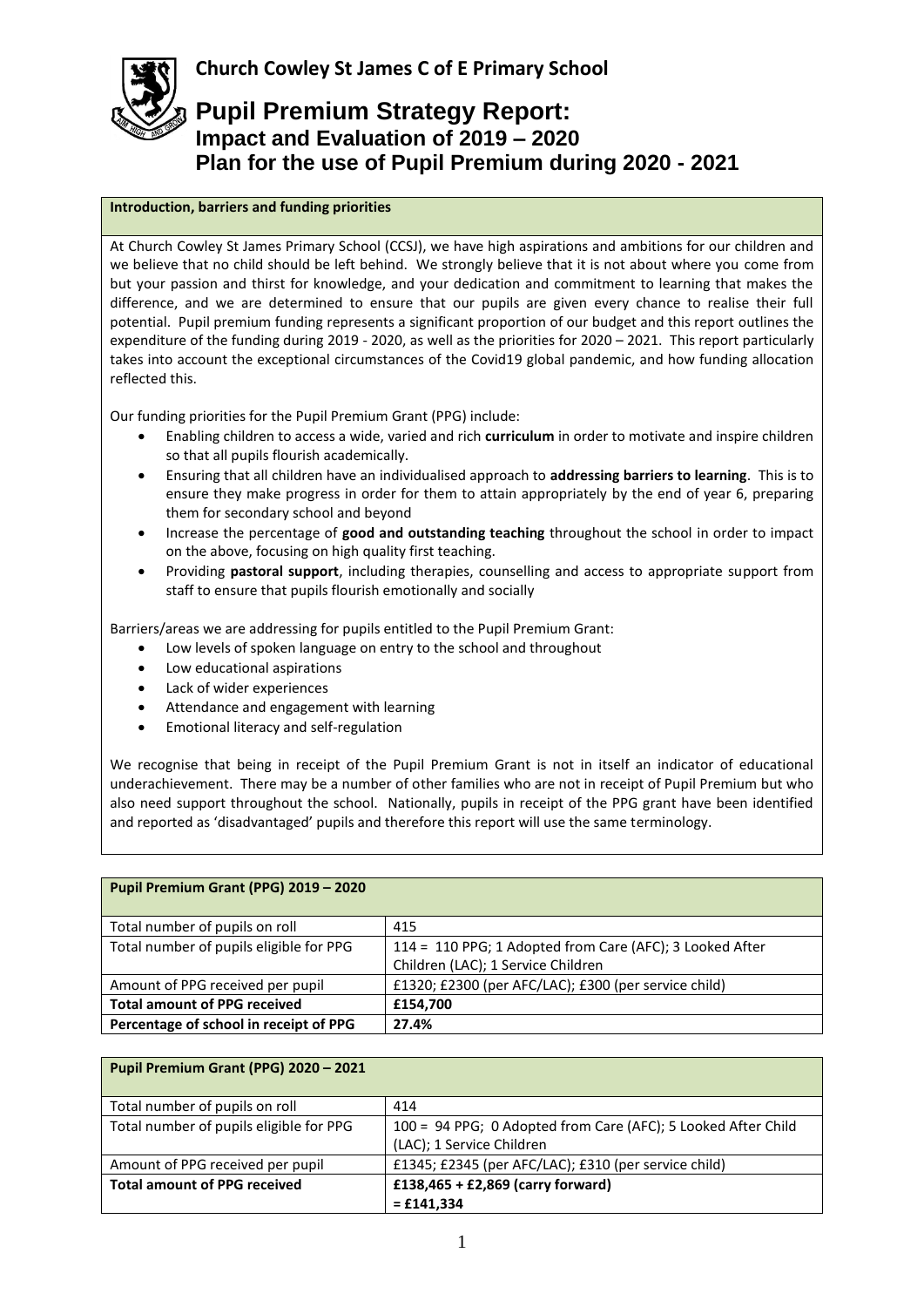**Church Cowley St James C of E Primary School**

# Pupil Premium Strategy Report:
## Impact and Evaluation of 2019 – 2020
## Plan for the use of Pupil Premium during 2020 - 2021

**Introduction, barriers and funding priorities**

At Church Cowley St James Primary School (CCSJ), we have high aspirations and ambitions for our children and we believe that no child should be left behind. We strongly believe that it is not about where you come from but your passion and thirst for knowledge, and your dedication and commitment to learning that makes the difference, and we are determined to ensure that our pupils are given every chance to realise their full potential. Pupil premium funding represents a significant proportion of our budget and this report outlines the expenditure of the funding during 2019 - 2020, as well as the priorities for 2020 – 2021. This report particularly takes into account the exceptional circumstances of the Covid19 global pandemic, and how funding allocation reflected this.

Our funding priorities for the Pupil Premium Grant (PPG) include:

- Enabling children to access a wide, varied and rich **curriculum** in order to motivate and inspire children so that all pupils flourish academically.
- Ensuring that all children have an individualised approach to **addressing barriers to learning**. This is to ensure they make progress in order for them to attain appropriately by the end of year 6, preparing them for secondary school and beyond
- Increase the percentage of **good and outstanding teaching** throughout the school in order to impact on the above, focusing on high quality first teaching.
- Providing **pastoral support**, including therapies, counselling and access to appropriate support from staff to ensure that pupils flourish emotionally and socially

Barriers/areas we are addressing for pupils entitled to the Pupil Premium Grant:

- Low levels of spoken language on entry to the school and throughout
- Low educational aspirations
- Lack of wider experiences
- Attendance and engagement with learning
- Emotional literacy and self-regulation

We recognise that being in receipt of the Pupil Premium Grant is not in itself an indicator of educational underachievement. There may be a number of other families who are not in receipt of Pupil Premium but who also need support throughout the school. Nationally, pupils in receipt of the PPG grant have been identified and reported as 'disadvantaged' pupils and therefore this report will use the same terminology.

| Pupil Premium Grant (PPG) 2019 – 2020 | |
|---|---|
| Total number of pupils on roll | 415 |
| Total number of pupils eligible for PPG | 114 = 110 PPG; 1 Adopted from Care (AFC); 3 Looked After Children (LAC); 1 Service Children |
| Amount of PPG received per pupil | £1320; £2300 (per AFC/LAC); £300 (per service child) |
| **Total amount of PPG received** | **£154,700** |
| **Percentage of school in receipt of PPG** | **27.4%** |

| Pupil Premium Grant (PPG) 2020 – 2021 | |
|---|---|
| Total number of pupils on roll | 414 |
| Total number of pupils eligible for PPG | 100 = 94 PPG; 0 Adopted from Care (AFC); 5 Looked After Child (LAC); 1 Service Children |
| Amount of PPG received per pupil | £1345; £2345 (per AFC/LAC); £310 (per service child) |
| **Total amount of PPG received** | **£138,465 + £2,869 (carry forward) = £141,334** |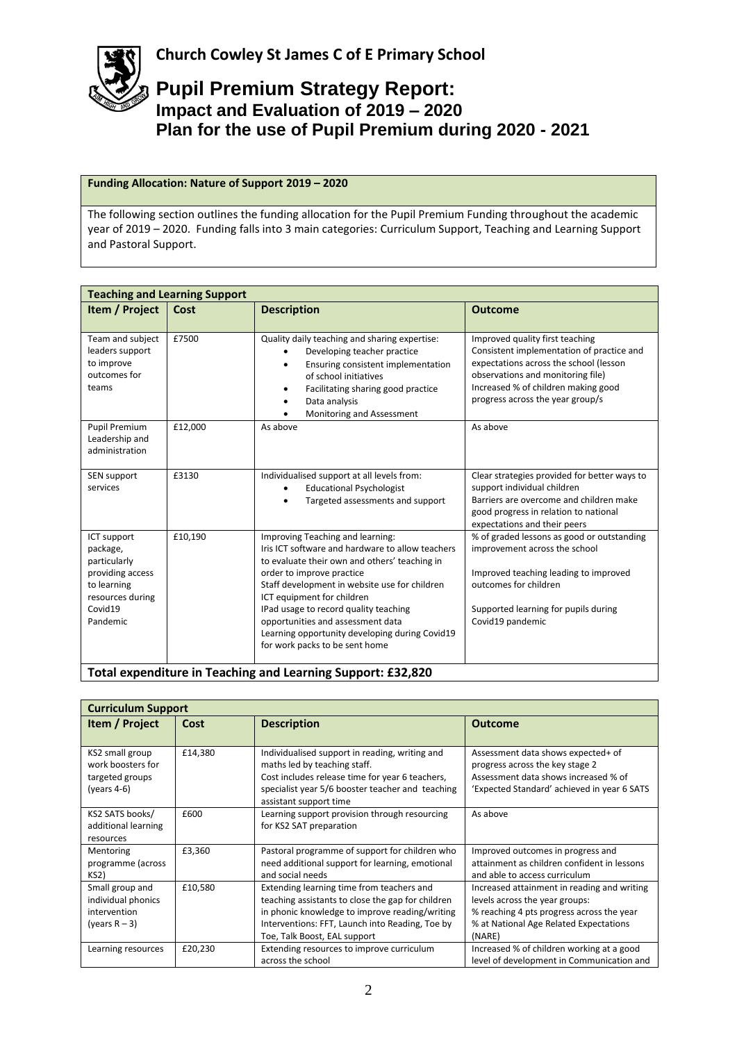# Church Cowley St James C of E Primary School

## Pupil Premium Strategy Report:
## Impact and Evaluation of 2019 – 2020
## Plan for the use of Pupil Premium during 2020 - 2021

**Funding Allocation: Nature of Support 2019 – 2020**

The following section outlines the funding allocation for the Pupil Premium Funding throughout the academic year of 2019 – 2020. Funding falls into 3 main categories: Curriculum Support, Teaching and Learning Support and Pastoral Support.

**Teaching and Learning Support**

| Item / Project | Cost | Description | Outcome |
|---|---|---|---|
| Team and subject leaders support to improve outcomes for teams | £7500 | Quality daily teaching and sharing expertise:<br>• Developing teacher practice<br>• Ensuring consistent implementation of school initiatives<br>• Facilitating sharing good practice<br>• Data analysis<br>• Monitoring and Assessment | Improved quality first teaching<br>Consistent implementation of practice and expectations across the school (lesson observations and monitoring file)<br>Increased % of children making good progress across the year group/s |
| Pupil Premium Leadership and administration | £12,000 | As above | As above |
| SEN support services | £3130 | Individualised support at all levels from:<br>• Educational Psychologist<br>• Targeted assessments and support | Clear strategies provided for better ways to support individual children<br>Barriers are overcome and children make good progress in relation to national expectations and their peers |
| ICT support package, particularly providing access to learning resources during Covid19 Pandemic | £10,190 | Improving Teaching and learning:<br>Iris ICT software and hardware to allow teachers to evaluate their own and others' teaching in order to improve practice<br>Staff development in website use for children<br>ICT equipment for children<br>IPad usage to record quality teaching opportunities and assessment data<br>Learning opportunity developing during Covid19 for work packs to be sent home | % of graded lessons as good or outstanding improvement across the school<br><br>Improved teaching leading to improved outcomes for children<br><br>Supported learning for pupils during Covid19 pandemic |

**Total expenditure in Teaching and Learning Support: £32,820**

**Curriculum Support**

| Item / Project | Cost | Description | Outcome |
|---|---|---|---|
| KS2 small group work boosters for targeted groups (years 4-6) | £14,380 | Individualised support in reading, writing and maths led by teaching staff.<br>Cost includes release time for year 6 teachers, specialist year 5/6 booster teacher and teaching assistant support time | Assessment data shows expected+ of progress across the key stage 2<br>Assessment data shows increased % of 'Expected Standard' achieved in year 6 SATS |
| KS2 SATS books/ additional learning resources | £600 | Learning support provision through resourcing for KS2 SAT preparation | As above |
| Mentoring programme (across KS2) | £3,360 | Pastoral programme of support for children who need additional support for learning, emotional and social needs | Improved outcomes in progress and attainment as children confident in lessons and able to access curriculum |
| Small group and individual phonics intervention (years R – 3) | £10,580 | Extending learning time from teachers and teaching assistants to close the gap for children in phonic knowledge to improve reading/writing<br>Interventions: FFT, Launch into Reading, Toe by Toe, Talk Boost, EAL support | Increased attainment in reading and writing levels across the year groups:<br>% reaching 4 pts progress across the year<br>% at National Age Related Expectations (NARE) |
| Learning resources | £20,230 | Extending resources to improve curriculum across the school | Increased % of children working at a good level of development in Communication and |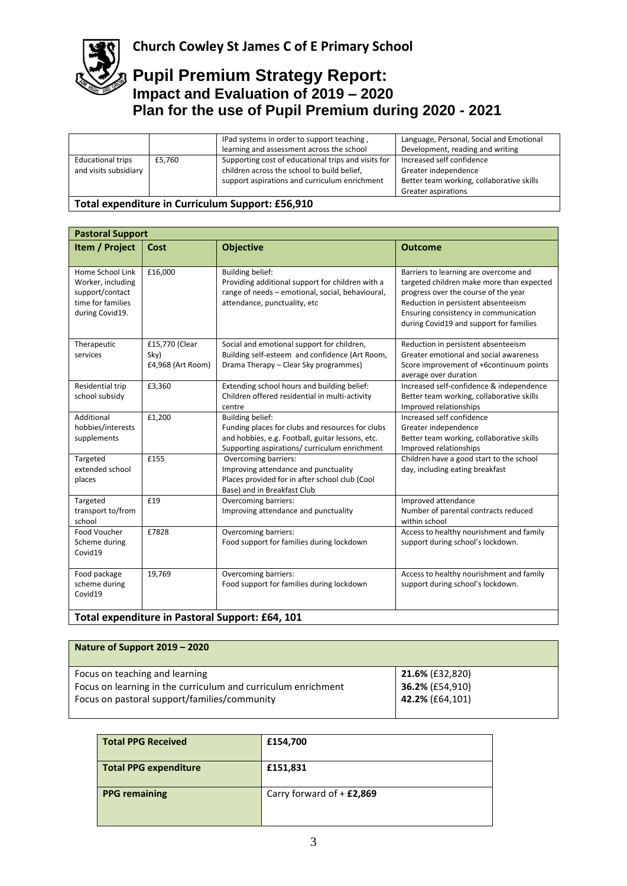# Church Cowley St James C of E Primary School

## Pupil Premium Strategy Report:
### Impact and Evaluation of 2019 – 2020
### Plan for the use of Pupil Premium during 2020 - 2021

| | | | |
|---|---|---|---|
| | | IPad systems in order to support teaching, learning and assessment across the school | Language, Personal, Social and Emotional Development, reading and writing |
| Educational trips and visits subsidiary | £5,760 | Supporting cost of educational trips and visits for children across the school to build belief, support aspirations and curriculum enrichment | Increased self confidence<br>Greater independence<br>Better team working, collaborative skills<br>Greater aspirations |
| **Total expenditure in Curriculum Support: £56,910** | | | |

| **Pastoral Support** | | | |
|---|---|---|---|
| **Item / Project** | **Cost** | **Objective** | **Outcome** |
| Home School Link Worker, including support/contact time for families during Covid19. | £16,000 | Building belief:<br>Providing additional support for children with a range of needs – emotional, social, behavioural, attendance, punctuality, etc | Barriers to learning are overcome and targeted children make more than expected progress over the course of the year<br>Reduction in persistent absenteeism<br>Ensuring consistency in communication during Covid19 and support for families |
| Therapeutic services | £15,770 (Clear Sky)<br>£4,968 (Art Room) | Social and emotional support for children, Building self-esteem and confidence (Art Room, Drama Therapy – Clear Sky programmes) | Reduction in persistent absenteeism<br>Greater emotional and social awareness<br>Score improvement of +6continuum points average over duration |
| Residential trip school subsidy | £3,360 | Extending school hours and building belief: Children offered residential in multi-activity centre | Increased self-confidence & independence<br>Better team working, collaborative skills<br>Improved relationships |
| Additional hobbies/interests supplements | £1,200 | Building belief:<br>Funding places for clubs and resources for clubs and hobbies, e.g. Football, guitar lessons, etc. Supporting aspirations/ curriculum enrichment | Increased self confidence<br>Greater independence<br>Better team working, collaborative skills<br>Improved relationships |
| Targeted extended school places | £155 | Overcoming barriers:<br>Improving attendance and punctuality<br>Places provided for in after school club (Cool Base) and in Breakfast Club | Children have a good start to the school day, including eating breakfast |
| Targeted transport to/from school | £19 | Overcoming barriers:<br>Improving attendance and punctuality | Improved attendance<br>Number of parental contracts reduced within school |
| Food Voucher Scheme during Covid19 | £7828 | Overcoming barriers:<br>Food support for families during lockdown | Access to healthy nourishment and family support during school's lockdown. |
| Food package scheme during Covid19 | 19,769 | Overcoming barriers:<br>Food support for families during lockdown | Access to healthy nourishment and family support during school's lockdown. |
| **Total expenditure in Pastoral Support: £64, 101** | | | |

| **Nature of Support 2019 – 2020** | |
|---|---|
| Focus on teaching and learning | **21.6%** (£32,820) |
| Focus on learning in the curriculum and curriculum enrichment | **36.2%** (£54,910) |
| Focus on pastoral support/families/community | **42.2%** (£64,101) |

| **Total PPG Received** | **£154,700** |
|---|---|
| **Total PPG expenditure** | **£151,831** |
| **PPG remaining** | Carry forward of + **£2,869** |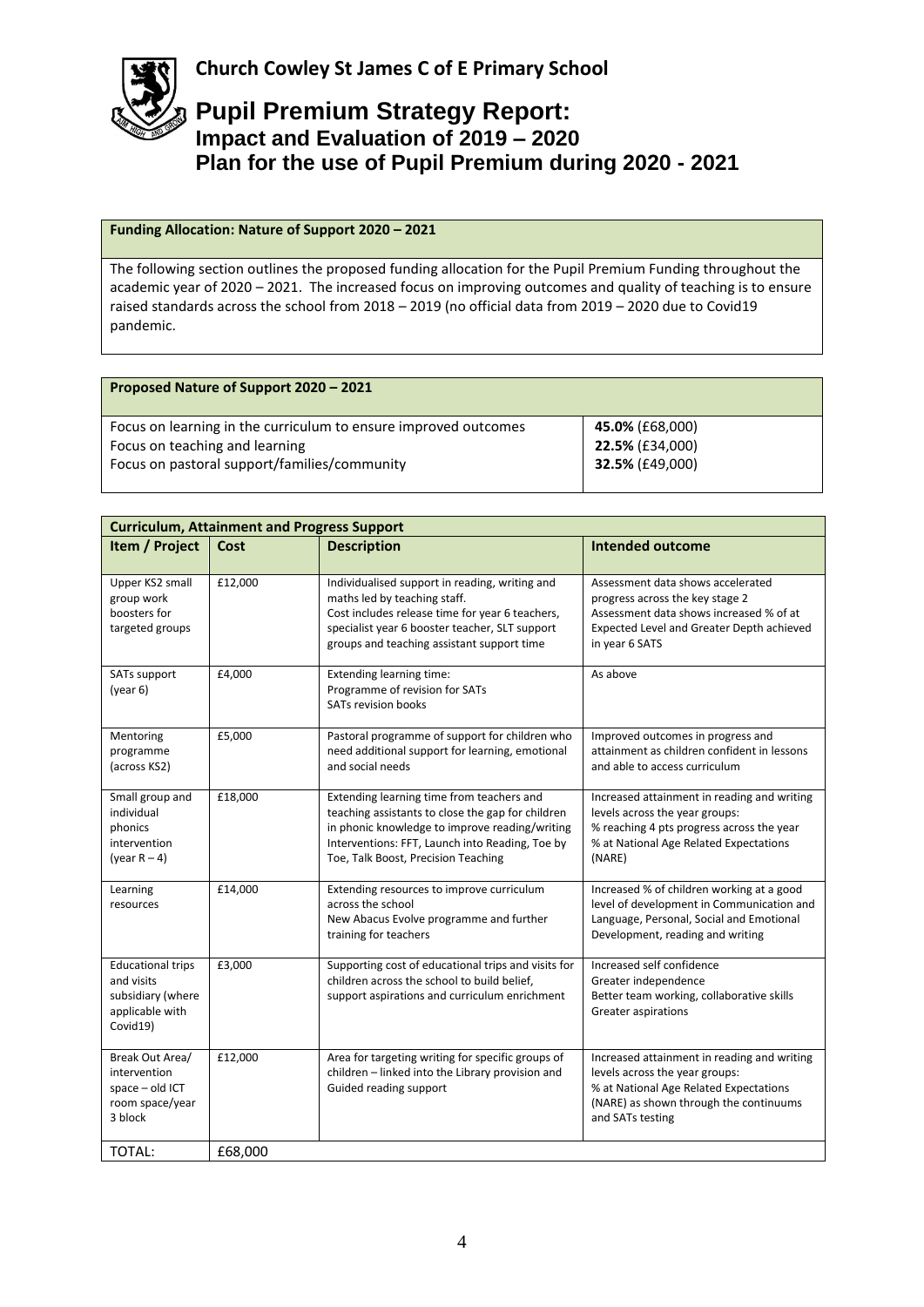**Church Cowley St James C of E Primary School**

# Pupil Premium Strategy Report:
## Impact and Evaluation of 2019 – 2020
## Plan for the use of Pupil Premium during 2020 - 2021

| Funding Allocation: Nature of Support 2020 – 2021 |
|---|
| The following section outlines the proposed funding allocation for the Pupil Premium Funding throughout the academic year of 2020 – 2021. The increased focus on improving outcomes and quality of teaching is to ensure raised standards across the school from 2018 – 2019 (no official data from 2019 – 2020 due to Covid19 pandemic. |

| Proposed Nature of Support 2020 – 2021 | |
|---|---|
| Focus on learning in the curriculum to ensure improved outcomes | **45.0%** (£68,000) |
| Focus on teaching and learning | **22.5%** (£34,000) |
| Focus on pastoral support/families/community | **32.5%** (£49,000) |

| Curriculum, Attainment and Progress Support | | | |
|---|---|---|---|
| **Item / Project** | **Cost** | **Description** | **Intended outcome** |
| Upper KS2 small group work boosters for targeted groups | £12,000 | Individualised support in reading, writing and maths led by teaching staff. Cost includes release time for year 6 teachers, specialist year 6 booster teacher, SLT support groups and teaching assistant support time | Assessment data shows accelerated progress across the key stage 2 Assessment data shows increased % of at Expected Level and Greater Depth achieved in year 6 SATS |
| SATs support (year 6) | £4,000 | Extending learning time: Programme of revision for SATs SATs revision books | As above |
| Mentoring programme (across KS2) | £5,000 | Pastoral programme of support for children who need additional support for learning, emotional and social needs | Improved outcomes in progress and attainment as children confident in lessons and able to access curriculum |
| Small group and individual phonics intervention (year R – 4) | £18,000 | Extending learning time from teachers and teaching assistants to close the gap for children in phonic knowledge to improve reading/writing Interventions: FFT, Launch into Reading, Toe by Toe, Talk Boost, Precision Teaching | Increased attainment in reading and writing levels across the year groups: % reaching 4 pts progress across the year % at National Age Related Expectations (NARE) |
| Learning resources | £14,000 | Extending resources to improve curriculum across the school New Abacus Evolve programme and further training for teachers | Increased % of children working at a good level of development in Communication and Language, Personal, Social and Emotional Development, reading and writing |
| Educational trips and visits subsidiary (where applicable with Covid19) | £3,000 | Supporting cost of educational trips and visits for children across the school to build belief, support aspirations and curriculum enrichment | Increased self confidence Greater independence Better team working, collaborative skills Greater aspirations |
| Break Out Area/ intervention space – old ICT room space/year 3 block | £12,000 | Area for targeting writing for specific groups of children – linked into the Library provision and Guided reading support | Increased attainment in reading and writing levels across the year groups: % at National Age Related Expectations (NARE) as shown through the continuums and SATs testing |
| TOTAL: | £68,000 | | |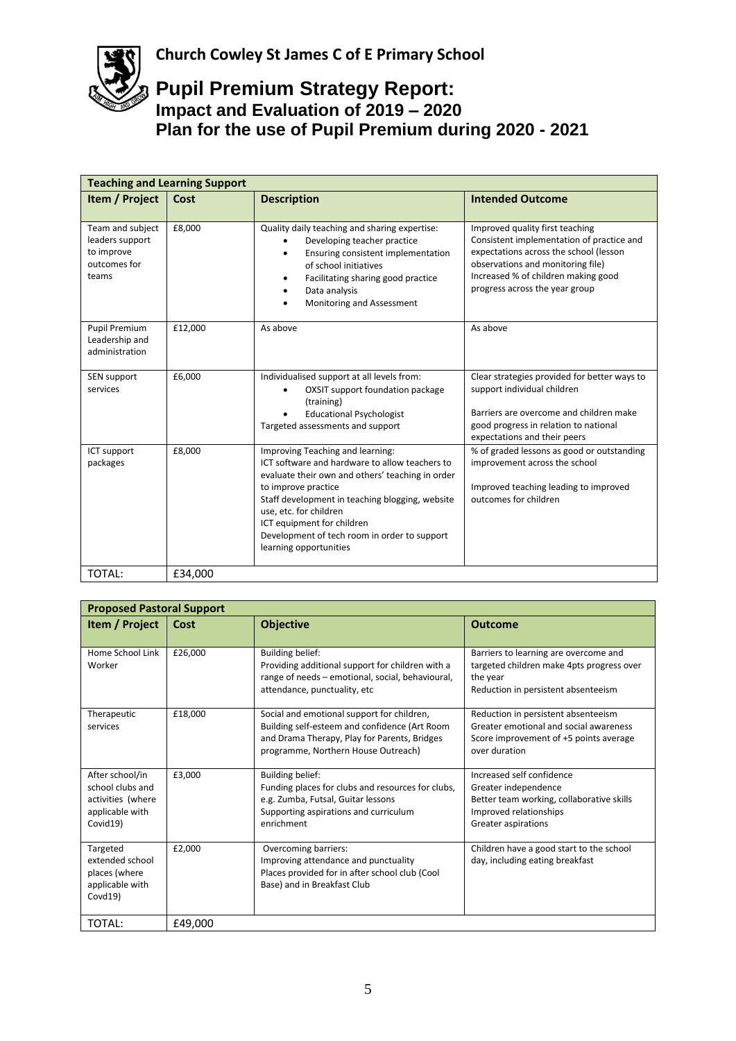# Church Cowley St James C of E Primary School

## Pupil Premium Strategy Report:
### Impact and Evaluation of 2019 – 2020
### Plan for the use of Pupil Premium during 2020 - 2021

| **Teaching and Learning Support** | | | |
|---|---|---|---|
| **Item / Project** | **Cost** | **Description** | **Intended Outcome** |
| Team and subject leaders support to improve outcomes for teams | £8,000 | Quality daily teaching and sharing expertise:<br>• Developing teacher practice<br>• Ensuring consistent implementation of school initiatives<br>• Facilitating sharing good practice<br>• Data analysis<br>• Monitoring and Assessment | Improved quality first teaching<br>Consistent implementation of practice and expectations across the school (lesson observations and monitoring file)<br>Increased % of children making good progress across the year group |
| Pupil Premium Leadership and administration | £12,000 | As above | As above |
| SEN support services | £6,000 | Individualised support at all levels from:<br>• OXSIT support foundation package (training)<br>• Educational Psychologist<br>Targeted assessments and support | Clear strategies provided for better ways to support individual children<br><br>Barriers are overcome and children make good progress in relation to national expectations and their peers |
| ICT support packages | £8,000 | Improving Teaching and learning:<br>ICT software and hardware to allow teachers to evaluate their own and others' teaching in order to improve practice<br>Staff development in teaching blogging, website use, etc. for children<br>ICT equipment for children<br>Development of tech room in order to support learning opportunities | % of graded lessons as good or outstanding improvement across the school<br><br>Improved teaching leading to improved outcomes for children |
| TOTAL: | £34,000 | | |

| **Proposed Pastoral Support** | | | |
|---|---|---|---|
| **Item / Project** | **Cost** | **Objective** | **Outcome** |
| Home School Link Worker | £26,000 | Building belief:<br>Providing additional support for children with a range of needs – emotional, social, behavioural, attendance, punctuality, etc | Barriers to learning are overcome and targeted children make 4pts progress over the year<br>Reduction in persistent absenteeism |
| Therapeutic services | £18,000 | Social and emotional support for children,<br>Building self-esteem and confidence (Art Room and Drama Therapy, Play for Parents, Bridges programme, Northern House Outreach) | Reduction in persistent absenteeism<br>Greater emotional and social awareness<br>Score improvement of +5 points average over duration |
| After school/in school clubs and activities (where applicable with Covid19) | £3,000 | Building belief:<br>Funding places for clubs and resources for clubs, e.g. Zumba, Futsal, Guitar lessons<br>Supporting aspirations and curriculum enrichment | Increased self confidence<br>Greater independence<br>Better team working, collaborative skills<br>Improved relationships<br>Greater aspirations |
| Targeted extended school places (where applicable with Covd19) | £2,000 | Overcoming barriers:<br>Improving attendance and punctuality<br>Places provided for in after school club (Cool Base) and in Breakfast Club | Children have a good start to the school day, including eating breakfast |
| TOTAL: | £49,000 | | |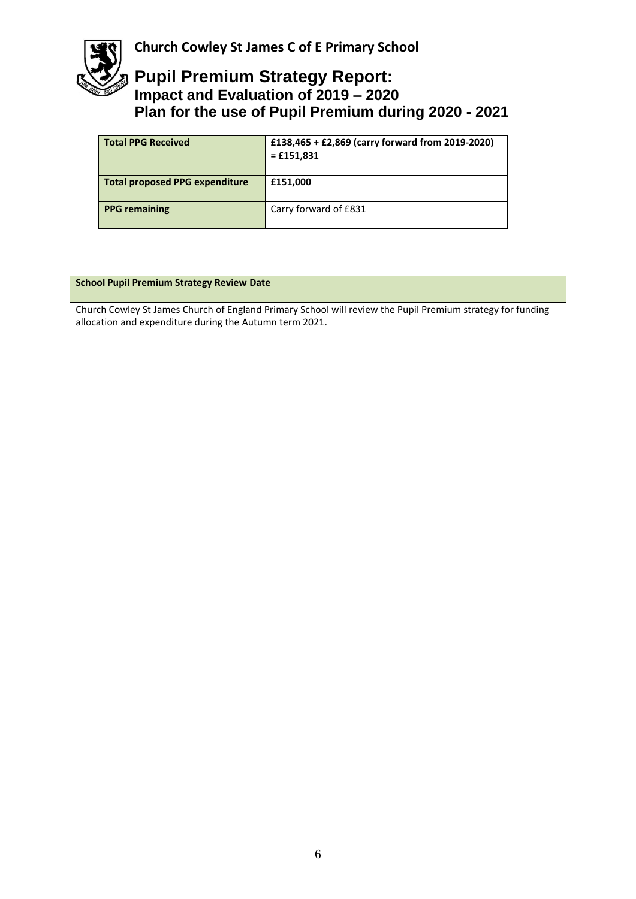**Church Cowley St James C of E Primary School**

# Pupil Premium Strategy Report:

## Impact and Evaluation of 2019 – 2020

## Plan for the use of Pupil Premium during 2020 - 2021

| | |
|---|---|
| **Total PPG Received** | **£138,465 + £2,869 (carry forward from 2019-2020) = £151,831** |
| **Total proposed PPG expenditure** | **£151,000** |
| **PPG remaining** | Carry forward of £831 |

| **School Pupil Premium Strategy Review Date** |
|---|
| Church Cowley St James Church of England Primary School will review the Pupil Premium strategy for funding allocation and expenditure during the Autumn term 2021. |